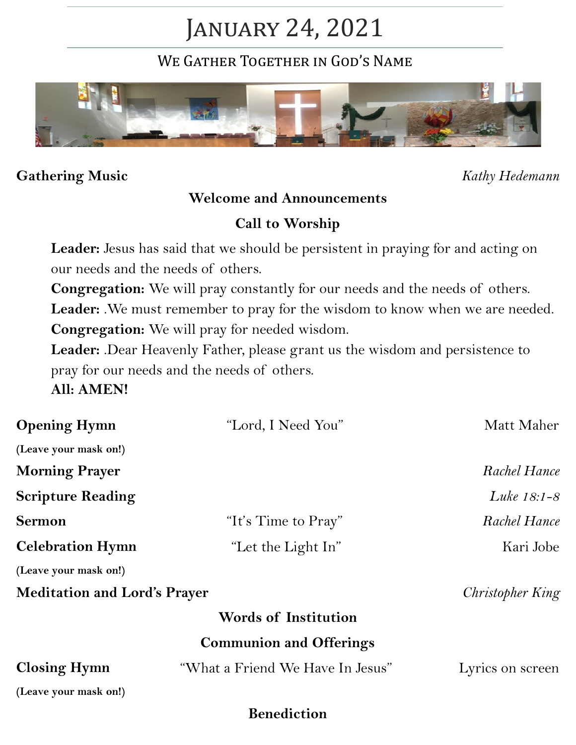# January 24, 2021

## We Gather Together in God's Name

**Gathering Music** *Kathy Hedemann*

**Welcome and Announcements**

**Call to Worship**

**Leader:** Jesus has said that we should be persistent in praying for and acting on our needs and the needs of others.
**Congregation:** We will pray constantly for our needs and the needs of others.
**Leader:** .We must remember to pray for the wisdom to know when we are needed.
**Congregation:** We will pray for needed wisdom.
**Leader:** .Dear Heavenly Father, please grant us the wisdom and persistence to pray for our needs and the needs of others.
**All: AMEN!**

**Opening Hymn** "Lord, I Need You" Matt Maher
**(Leave your mask on!)**

**Morning Prayer** *Rachel Hance*

**Scripture Reading** *Luke 18:1-8*

**Sermon** "It's Time to Pray" *Rachel Hance*

**Celebration Hymn** "Let the Light In" Kari Jobe
**(Leave your mask on!)**

**Meditation and Lord's Prayer** *Christopher King*

**Words of Institution**

**Communion and Offerings**

**Closing Hymn** "What a Friend We Have In Jesus" Lyrics on screen
**(Leave your mask on!)**

**Benediction**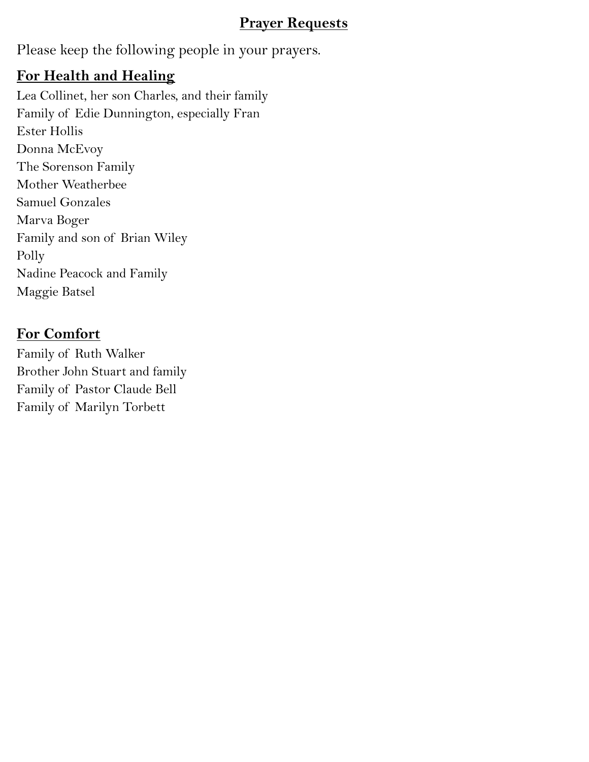## Prayer Requests

Please keep the following people in your prayers.

### For Health and Healing

Lea Collinet, her son Charles, and their family
Family of Edie Dunnington, especially Fran
Ester Hollis
Donna McEvoy
The Sorenson Family
Mother Weatherbee
Samuel Gonzales
Marva Boger
Family and son of Brian Wiley
Polly
Nadine Peacock and Family
Maggie Batsel

### For Comfort

Family of Ruth Walker
Brother John Stuart and family
Family of Pastor Claude Bell
Family of Marilyn Torbett